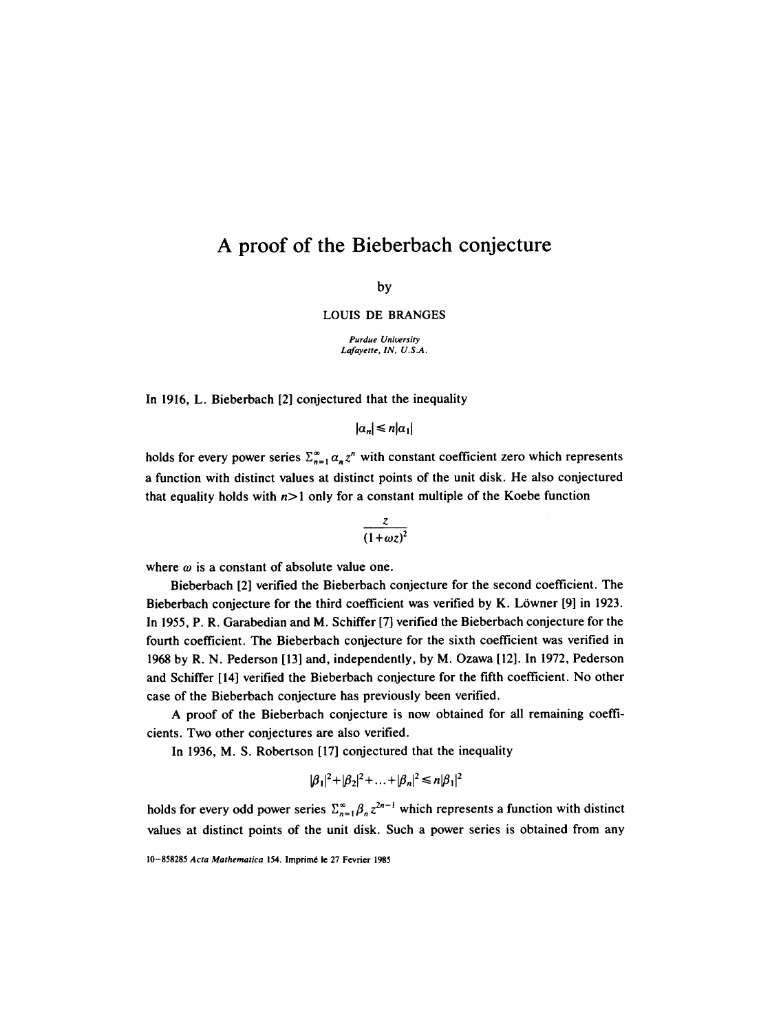# A proof of the Bieberbach conjecture

by

LOUIS DE BRANGES

*Purdue University*
*Lafayette, IN, U.S.A.*

In 1916, L. Bieberbach [2] conjectured that the inequality

$$|a_n| \leq n|a_1|$$

holds for every power series $\sum_{n=1}^{\infty} a_n z^n$ with constant coefficient zero which represents a function with distinct values at distinct points of the unit disk. He also conjectured that equality holds with $n>1$ only for a constant multiple of the Koebe function

$$\frac{z}{(1+\omega z)^2}$$

where $\omega$ is a constant of absolute value one.

Bieberbach [2] verified the Bieberbach conjecture for the second coefficient. The Bieberbach conjecture for the third coefficient was verified by K. Löwner [9] in 1923. In 1955, P. R. Garabedian and M. Schiffer [7] verified the Bieberbach conjecture for the fourth coefficient. The Bieberbach conjecture for the sixth coefficient was verified in 1968 by R. N. Pederson [13] and, independently, by M. Ozawa [12]. In 1972, Pederson and Schiffer [14] verified the Bieberbach conjecture for the fifth coefficient. No other case of the Bieberbach conjecture has previously been verified.

A proof of the Bieberbach conjecture is now obtained for all remaining coefficients. Two other conjectures are also verified.

In 1936, M. S. Robertson [17] conjectured that the inequality

$$|\beta_1|^2+|\beta_2|^2+\ldots+|\beta_n|^2 \leq n|\beta_1|^2$$

holds for every odd power series $\sum_{n=1}^{\infty} \beta_n z^{2n-1}$ which represents a function with distinct values at distinct points of the unit disk. Such a power series is obtained from any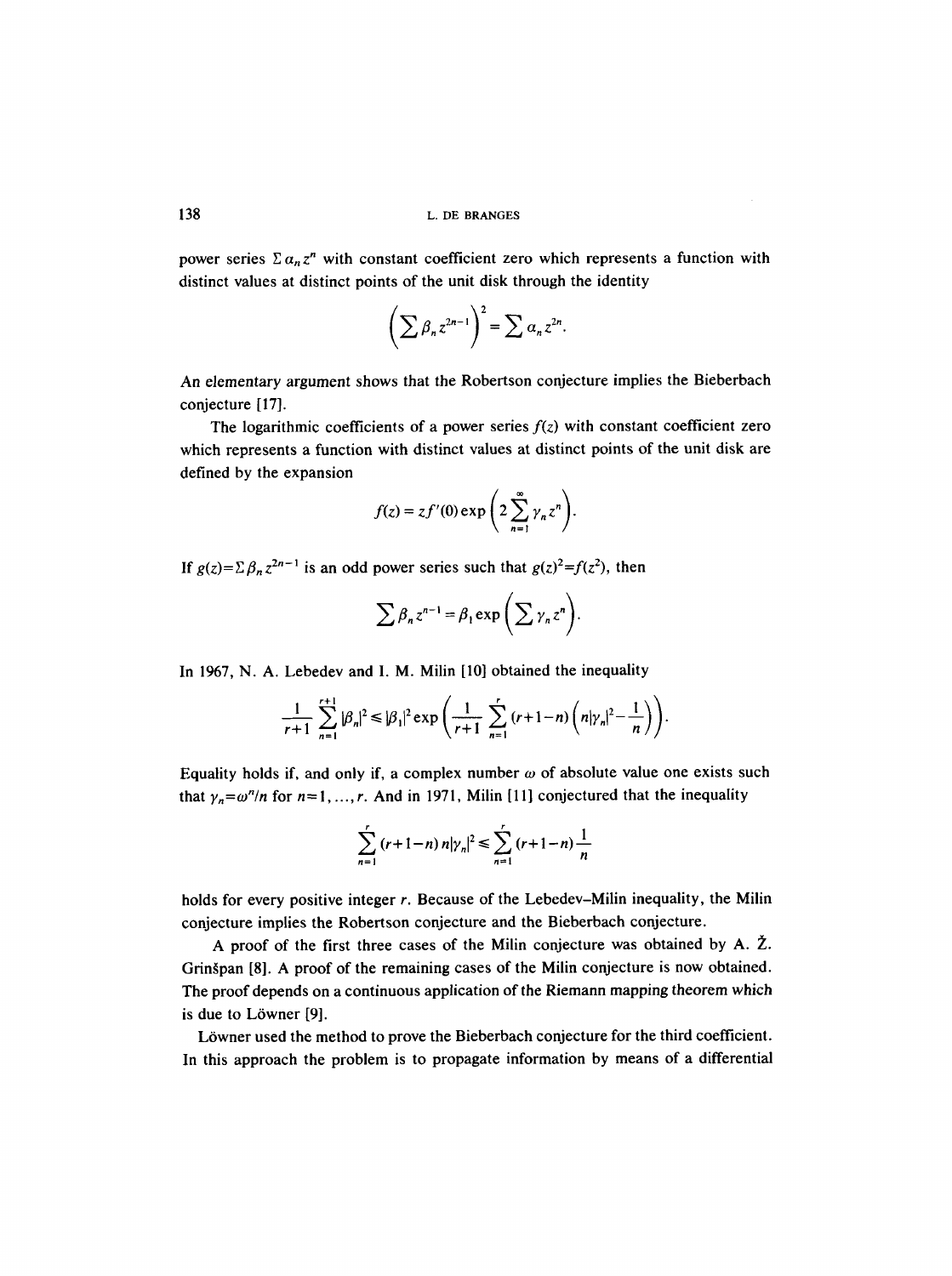power series $\Sigma\, \alpha_n z^n$ with constant coefficient zero which represents a function with distinct values at distinct points of the unit disk through the identity

$$\left(\sum \beta_n z^{2n-1}\right)^2 = \sum \alpha_n z^{2n}.$$

An elementary argument shows that the Robertson conjecture implies the Bieberbach conjecture [17].

The logarithmic coefficients of a power series $f(z)$ with constant coefficient zero which represents a function with distinct values at distinct points of the unit disk are defined by the expansion

$$f(z) = zf'(0) \exp\left(2 \sum_{n=1}^{\infty} \gamma_n z^n\right).$$

If $g(z) = \Sigma\, \beta_n z^{2n-1}$ is an odd power series such that $g(z)^2 = f(z^2)$, then

$$\sum \beta_n z^{n-1} = \beta_1 \exp\left(\sum \gamma_n z^n\right).$$

In 1967, N. A. Lebedev and I. M. Milin [10] obtained the inequality

$$\frac{1}{r+1} \sum_{n=1}^{r+1} |\beta_n|^2 \leqslant |\beta_1|^2 \exp\left(\frac{1}{r+1} \sum_{n=1}^{r} (r+1-n)\left(n|\gamma_n|^2 - \frac{1}{n}\right)\right).$$

Equality holds if, and only if, a complex number $\omega$ of absolute value one exists such that $\gamma_n = \omega^n/n$ for $n = 1, \ldots, r$. And in 1971, Milin [11] conjectured that the inequality

$$\sum_{n=1}^{r} (r+1-n)\, n|\gamma_n|^2 \leqslant \sum_{n=1}^{r} (r+1-n) \frac{1}{n}$$

holds for every positive integer $r$. Because of the Lebedev–Milin inequality, the Milin conjecture implies the Robertson conjecture and the Bieberbach conjecture.

A proof of the first three cases of the Milin conjecture was obtained by A. Ž. Grinšpan [8]. A proof of the remaining cases of the Milin conjecture is now obtained. The proof depends on a continuous application of the Riemann mapping theorem which is due to Löwner [9].

Löwner used the method to prove the Bieberbach conjecture for the third coefficient. In this approach the problem is to propagate information by means of a differential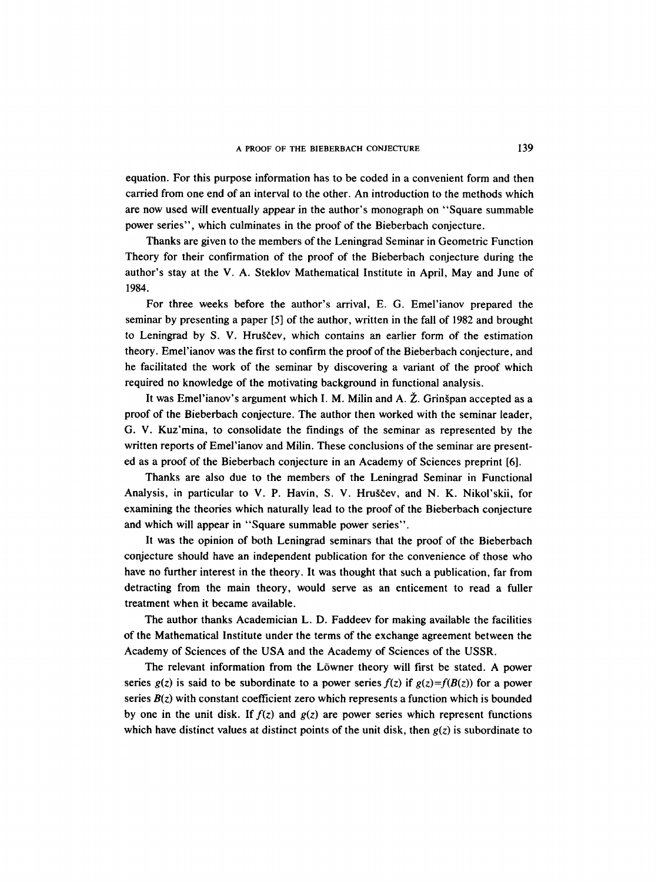equation. For this purpose information has to be coded in a convenient form and then carried from one end of an interval to the other. An introduction to the methods which are now used will eventually appear in the author's monograph on "Square summable power series", which culminates in the proof of the Bieberbach conjecture.

Thanks are given to the members of the Leningrad Seminar in Geometric Function Theory for their confirmation of the proof of the Bieberbach conjecture during the author's stay at the V. A. Steklov Mathematical Institute in April, May and June of 1984.

For three weeks before the author's arrival, E. G. Emel'ianov prepared the seminar by presenting a paper [5] of the author, written in the fall of 1982 and brought to Leningrad by S. V. Hruščev, which contains an earlier form of the estimation theory. Emel'ianov was the first to confirm the proof of the Bieberbach conjecture, and he facilitated the work of the seminar by discovering a variant of the proof which required no knowledge of the motivating background in functional analysis.

It was Emel'ianov's argument which I. M. Milin and A. Ž. Grinšpan accepted as a proof of the Bieberbach conjecture. The author then worked with the seminar leader, G. V. Kuz'mina, to consolidate the findings of the seminar as represented by the written reports of Emel'ianov and Milin. These conclusions of the seminar are presented as a proof of the Bieberbach conjecture in an Academy of Sciences preprint [6].

Thanks are also due to the members of the Leningrad Seminar in Functional Analysis, in particular to V. P. Havin, S. V. Hruščev, and N. K. Nikol'skii, for examining the theories which naturally lead to the proof of the Bieberbach conjecture and which will appear in "Square summable power series".

It was the opinion of both Leningrad seminars that the proof of the Bieberbach conjecture should have an independent publication for the convenience of those who have no further interest in the theory. It was thought that such a publication, far from detracting from the main theory, would serve as an enticement to read a fuller treatment when it became available.

The author thanks Academician L. D. Faddeev for making available the facilities of the Mathematical Institute under the terms of the exchange agreement between the Academy of Sciences of the USA and the Academy of Sciences of the USSR.

The relevant information from the Löwner theory will first be stated. A power series $g(z)$ is said to be subordinate to a power series $f(z)$ if $g(z)=f(B(z))$ for a power series $B(z)$ with constant coefficient zero which represents a function which is bounded by one in the unit disk. If $f(z)$ and $g(z)$ are power series which represent functions which have distinct values at distinct points of the unit disk, then $g(z)$ is subordinate to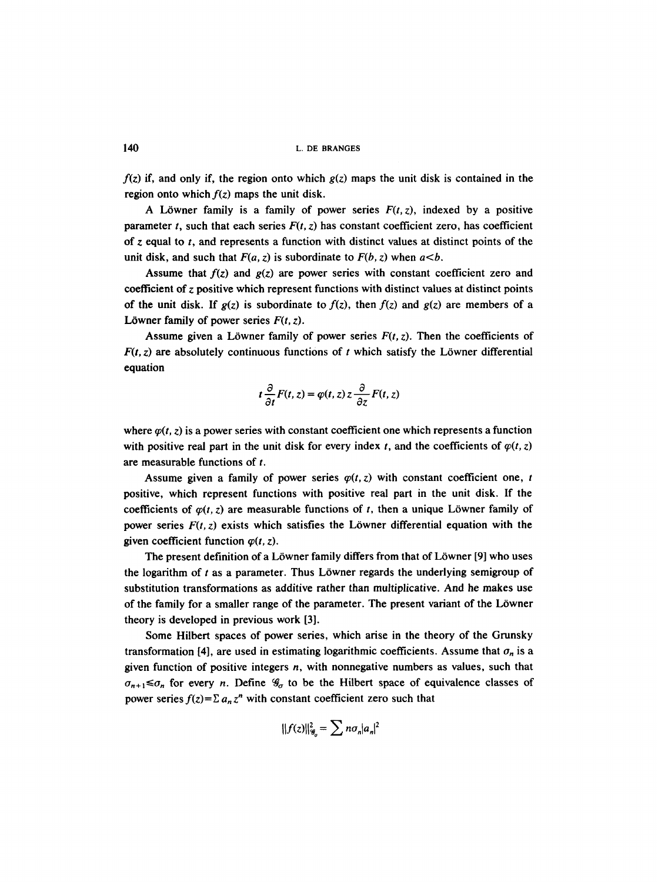$f(z)$ if, and only if, the region onto which $g(z)$ maps the unit disk is contained in the region onto which $f(z)$ maps the unit disk.

A Löwner family is a family of power series $F(t, z)$, indexed by a positive parameter $t$, such that each series $F(t, z)$ has constant coefficient zero, has coefficient of $z$ equal to $t$, and represents a function with distinct values at distinct points of the unit disk, and such that $F(a, z)$ is subordinate to $F(b, z)$ when $a<b$.

Assume that $f(z)$ and $g(z)$ are power series with constant coefficient zero and coefficient of $z$ positive which represent functions with distinct values at distinct points of the unit disk. If $g(z)$ is subordinate to $f(z)$, then $f(z)$ and $g(z)$ are members of a Löwner family of power series $F(t, z)$.

Assume given a Löwner family of power series $F(t, z)$. Then the coefficients of $F(t, z)$ are absolutely continuous functions of $t$ which satisfy the Löwner differential equation

$$t \frac{\partial}{\partial t} F(t, z) = \varphi(t, z) z \frac{\partial}{\partial z} F(t, z)$$

where $\varphi(t, z)$ is a power series with constant coefficient one which represents a function with positive real part in the unit disk for every index $t$, and the coefficients of $\varphi(t, z)$ are measurable functions of $t$.

Assume given a family of power series $\varphi(t, z)$ with constant coefficient one, $t$ positive, which represent functions with positive real part in the unit disk. If the coefficients of $\varphi(t, z)$ are measurable functions of $t$, then a unique Löwner family of power series $F(t, z)$ exists which satisfies the Löwner differential equation with the given coefficient function $\varphi(t, z)$.

The present definition of a Löwner family differs from that of Löwner [9] who uses the logarithm of $t$ as a parameter. Thus Löwner regards the underlying semigroup of substitution transformations as additive rather than multiplicative. And he makes use of the family for a smaller range of the parameter. The present variant of the Löwner theory is developed in previous work [3].

Some Hilbert spaces of power series, which arise in the theory of the Grunsky transformation [4], are used in estimating logarithmic coefficients. Assume that $\sigma_n$ is a given function of positive integers $n$, with nonnegative numbers as values, such that $\sigma_{n+1} \leq \sigma_n$ for every $n$. Define $\mathcal{G}_\sigma$ to be the Hilbert space of equivalence classes of power series $f(z) = \sum a_n z^n$ with constant coefficient zero such that

$$\|f(z)\|^2_{\mathcal{G}_\sigma} = \sum n \sigma_n |a_n|^2$$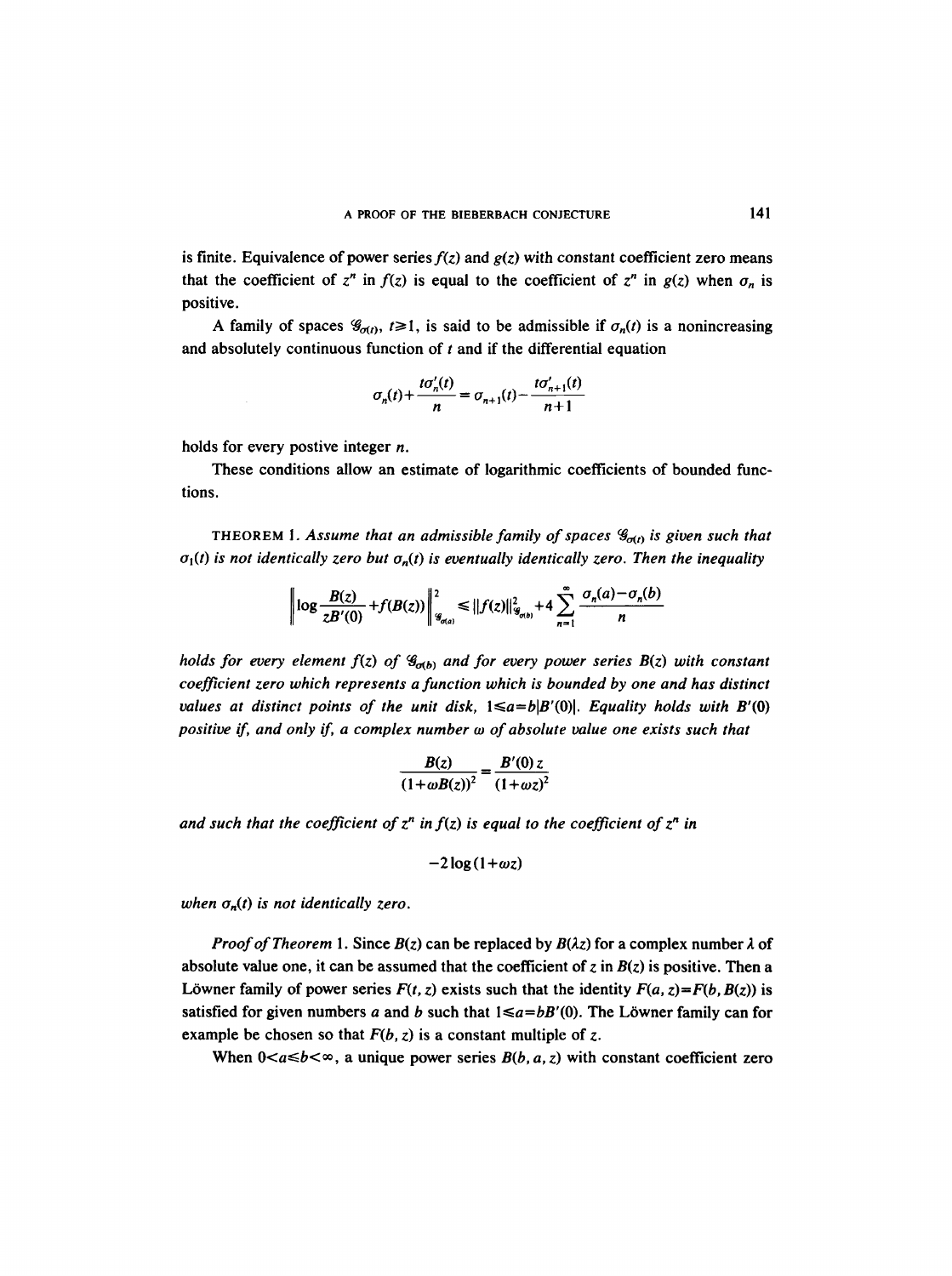is finite. Equivalence of power series $f(z)$ and $g(z)$ with constant coefficient zero means that the coefficient of $z^n$ in $f(z)$ is equal to the coefficient of $z^n$ in $g(z)$ when $\sigma_n$ is positive.

A family of spaces $\mathcal{G}_{\sigma(t)}$, $t \geq 1$, is said to be admissible if $\sigma_n(t)$ is a nonincreasing and absolutely continuous function of $t$ and if the differential equation

$$\sigma_n(t) + \frac{t\sigma_n'(t)}{n} = \sigma_{n+1}(t) - \frac{t\sigma_{n+1}'(t)}{n+1}$$

holds for every postive integer $n$.

These conditions allow an estimate of logarithmic coefficients of bounded functions.

THEOREM 1. *Assume that an admissible family of spaces $\mathcal{G}_{\sigma(t)}$ is given such that $\sigma_1(t)$ is not identically zero but $\sigma_n(t)$ is eventually identically zero. Then the inequality*

$$\left\| \log \frac{B(z)}{zB'(0)} + f(B(z)) \right\|^2_{\mathcal{G}_{\sigma(a)}} \leq \|f(z)\|^2_{\mathcal{G}_{\sigma(b)}} + 4 \sum_{n=1}^{\infty} \frac{\sigma_n(a) - \sigma_n(b)}{n}$$

*holds for every element $f(z)$ of $\mathcal{G}_{\sigma(b)}$ and for every power series $B(z)$ with constant coefficient zero which represents a function which is bounded by one and has distinct values at distinct points of the unit disk, $1 \leq a = b|B'(0)|$. Equality holds with $B'(0)$ positive if, and only if, a complex number $\omega$ of absolute value one exists such that*

$$\frac{B(z)}{(1+\omega B(z))^2} = \frac{B'(0)\, z}{(1+\omega z)^2}$$

*and such that the coefficient of $z^n$ in $f(z)$ is equal to the coefficient of $z^n$ in*

$$-2 \log (1+\omega z)$$

*when $\sigma_n(t)$ is not identically zero.*

*Proof of Theorem* 1. Since $B(z)$ can be replaced by $B(\lambda z)$ for a complex number $\lambda$ of absolute value one, it can be assumed that the coefficient of $z$ in $B(z)$ is positive. Then a Löwner family of power series $F(t, z)$ exists such that the identity $F(a, z) = F(b, B(z))$ is satisfied for given numbers $a$ and $b$ such that $1 \leq a = bB'(0)$. The Löwner family can for example be chosen so that $F(b, z)$ is a constant multiple of $z$.

When $0 < a \leq b < \infty$, a unique power series $B(b, a, z)$ with constant coefficient zero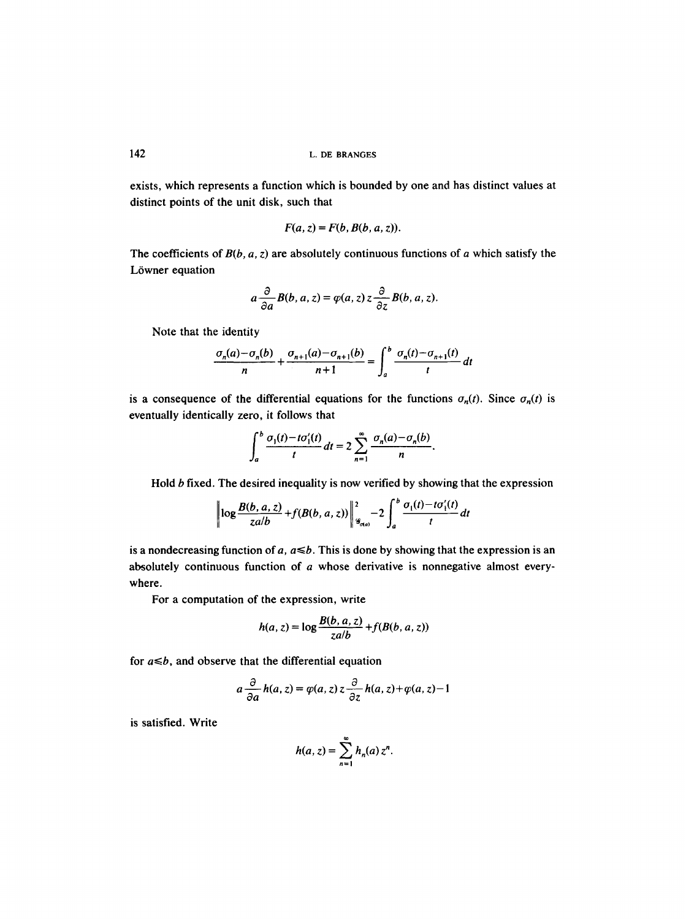exists, which represents a function which is bounded by one and has distinct values at distinct points of the unit disk, such that

$$F(a, z) = F(b, B(b, a, z)).$$

The coefficients of $B(b, a, z)$ are absolutely continuous functions of $a$ which satisfy the Löwner equation

$$a \frac{\partial}{\partial a} B(b, a, z) = \varphi(a, z) z \frac{\partial}{\partial z} B(b, a, z).$$

Note that the identity

$$\frac{\sigma_n(a) - \sigma_n(b)}{n} + \frac{\sigma_{n+1}(a) - \sigma_{n+1}(b)}{n+1} = \int_a^b \frac{\sigma_n(t) - \sigma_{n+1}(t)}{t} dt$$

is a consequence of the differential equations for the functions $\sigma_n(t)$. Since $\sigma_n(t)$ is eventually identically zero, it follows that

$$\int_a^b \frac{\sigma_1(t) - t\sigma_1'(t)}{t} dt = 2 \sum_{n=1}^{\infty} \frac{\sigma_n(a) - \sigma_n(b)}{n}.$$

Hold $b$ fixed. The desired inequality is now verified by showing that the expression

$$\left\| \log \frac{B(b, a, z)}{za/b} + f(B(b, a, z)) \right\|_{\mathscr{G}_{\sigma(a)}}^2 - 2 \int_a^b \frac{\sigma_1(t) - t\sigma_1'(t)}{t} dt$$

is a nondecreasing function of $a$, $a \leq b$. This is done by showing that the expression is an absolutely continuous function of $a$ whose derivative is nonnegative almost everywhere.

For a computation of the expression, write

$$h(a, z) = \log \frac{B(b, a, z)}{za/b} + f(B(b, a, z))$$

for $a \leq b$, and observe that the differential equation

$$a \frac{\partial}{\partial a} h(a, z) = \varphi(a, z) z \frac{\partial}{\partial z} h(a, z) + \varphi(a, z) - 1$$

is satisfied. Write

$$h(a, z) = \sum_{n=1}^{\infty} h_n(a) z^n.$$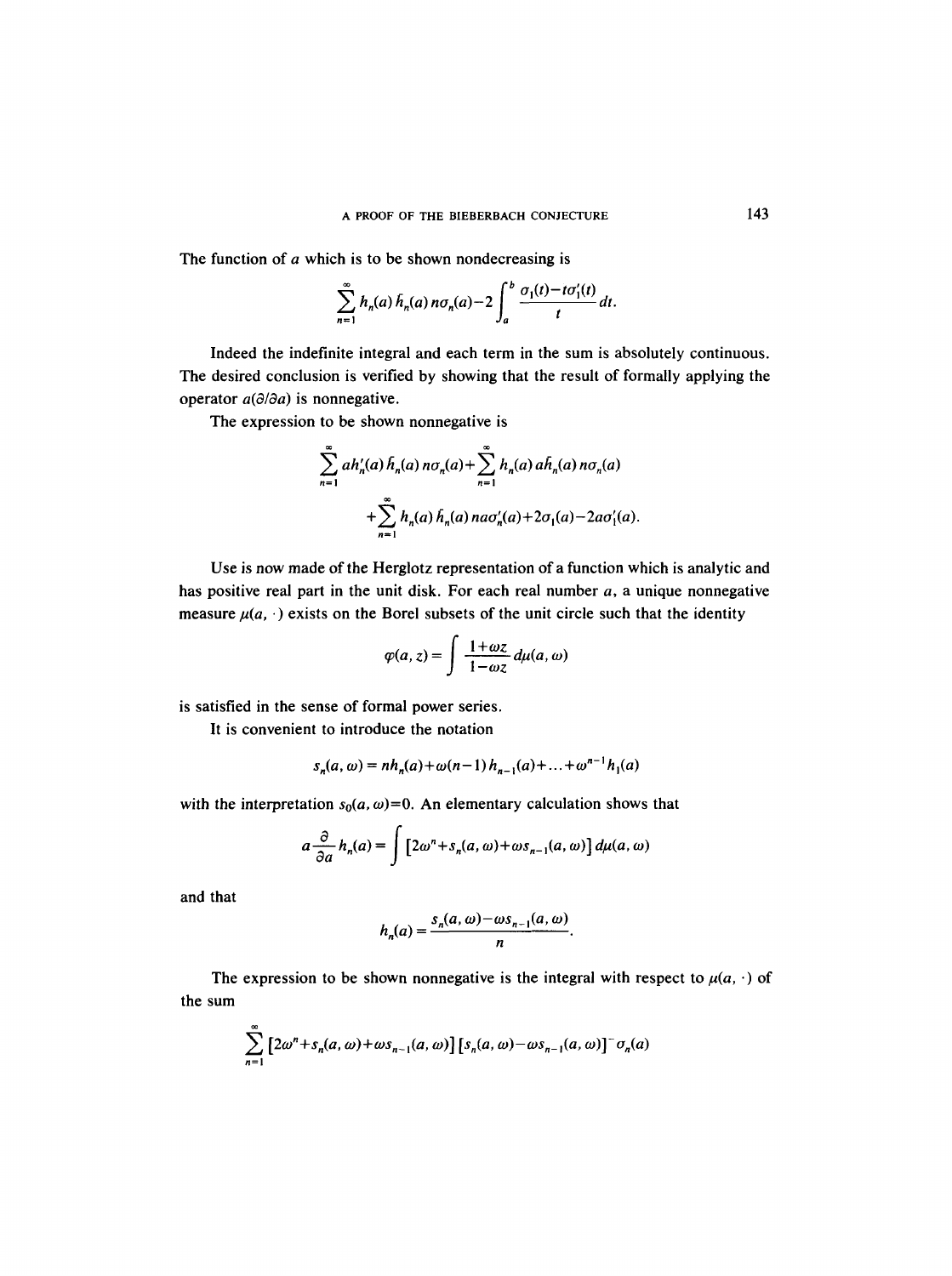The function of $a$ which is to be shown nondecreasing is

$$\sum_{n=1}^{\infty} h_n(a)\,\bar{h}_n(a)\,n\sigma_n(a) - 2\int_a^b \frac{\sigma_1(t) - t\sigma_1'(t)}{t}\,dt.$$

Indeed the indefinite integral and each term in the sum is absolutely continuous. The desired conclusion is verified by showing that the result of formally applying the operator $a(\partial/\partial a)$ is nonnegative.

The expression to be shown nonnegative is

$$\sum_{n=1}^{\infty} a h_n'(a)\,\bar{h}_n(a)\,n\sigma_n(a) + \sum_{n=1}^{\infty} h_n(a)\,a\bar{h}_n(a)\,n\sigma_n(a)$$
$$+\sum_{n=1}^{\infty} h_n(a)\,\bar{h}_n(a)\,na\sigma_n'(a) + 2\sigma_1(a) - 2a\sigma_1'(a).$$

Use is now made of the Herglotz representation of a function which is analytic and has positive real part in the unit disk. For each real number $a$, a unique nonnegative measure $\mu(a,\cdot)$ exists on the Borel subsets of the unit circle such that the identity

$$\varphi(a,z) = \int \frac{1+\omega z}{1-\omega z}\,d\mu(a,\omega)$$

is satisfied in the sense of formal power series.

It is convenient to introduce the notation

$$s_n(a,\omega) = nh_n(a) + \omega(n-1)\,h_{n-1}(a) + \ldots + \omega^{n-1}h_1(a)$$

with the interpretation $s_0(a,\omega)=0$. An elementary calculation shows that

$$a\frac{\partial}{\partial a}h_n(a) = \int \left[2\omega^n + s_n(a,\omega) + \omega s_{n-1}(a,\omega)\right] d\mu(a,\omega)$$

and that

$$h_n(a) = \frac{s_n(a,\omega) - \omega s_{n-1}(a,\omega)}{n}.$$

The expression to be shown nonnegative is the integral with respect to $\mu(a,\cdot)$ of the sum

$$\sum_{n=1}^{\infty} \left[2\omega^n + s_n(a,\omega) + \omega s_{n-1}(a,\omega)\right]\left[s_n(a,\omega) - \omega s_{n-1}(a,\omega)\right]^{-}\sigma_n(a)$$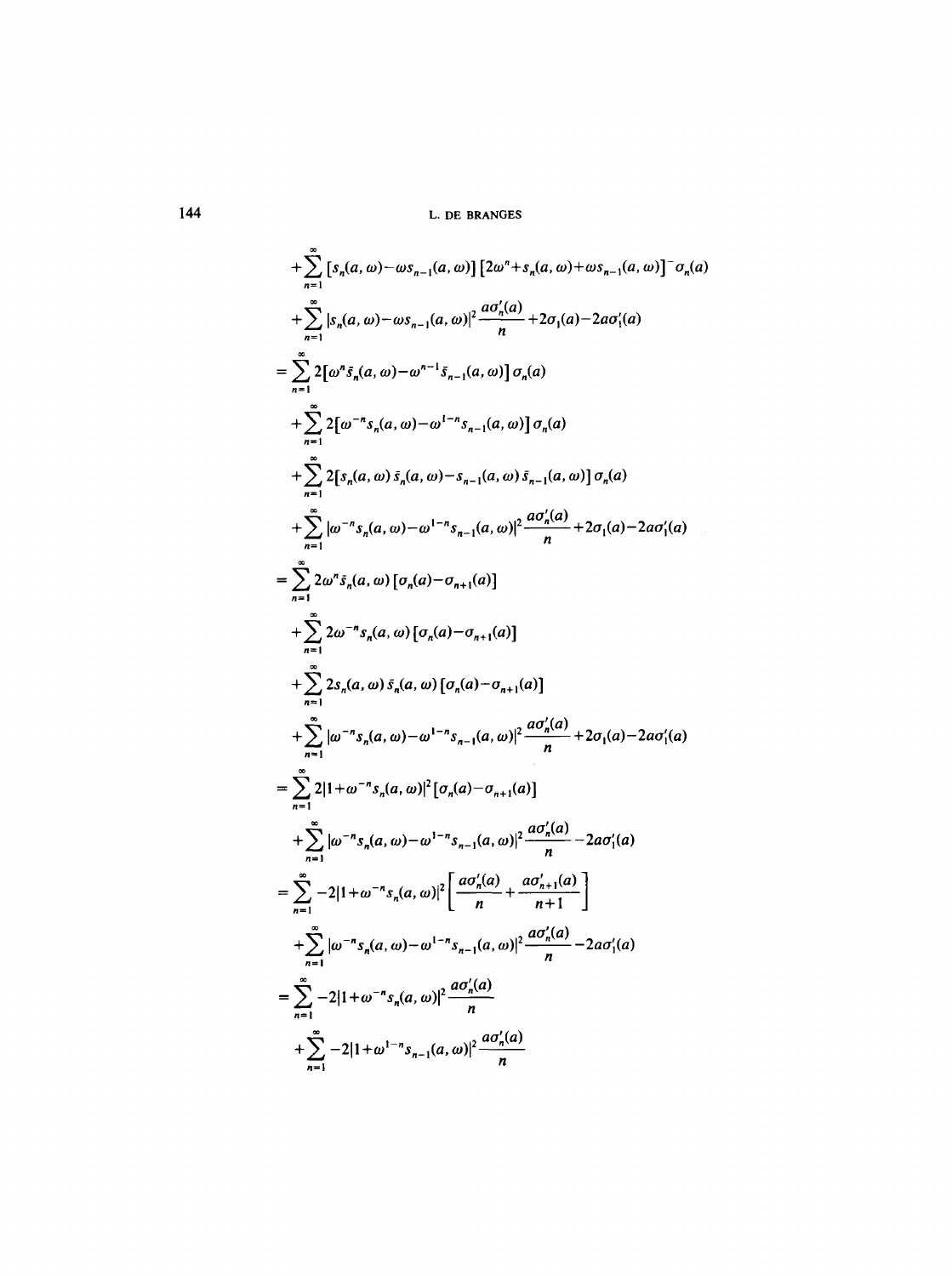$$
\begin{aligned}
&+\sum_{n=1}^{\infty}\left[s_n(a,\omega)-\omega s_{n-1}(a,\omega)\right]\left[2\omega^n+s_n(a,\omega)+\omega s_{n-1}(a,\omega)\right]^{-}\sigma_n(a)\\
&+\sum_{n=1}^{\infty}|s_n(a,\omega)-\omega s_{n-1}(a,\omega)|^2\frac{a\sigma_n'(a)}{n}+2\sigma_1(a)-2a\sigma_1'(a)\\
=&\sum_{n=1}^{\infty}2\left[\omega^n\bar{s}_n(a,\omega)-\omega^{n-1}\bar{s}_{n-1}(a,\omega)\right]\sigma_n(a)\\
&+\sum_{n=1}^{\infty}2\left[\omega^{-n}s_n(a,\omega)-\omega^{1-n}s_{n-1}(a,\omega)\right]\sigma_n(a)\\
&+\sum_{n=1}^{\infty}2\left[s_n(a,\omega)\,\bar{s}_n(a,\omega)-s_{n-1}(a,\omega)\,\bar{s}_{n-1}(a,\omega)\right]\sigma_n(a)\\
&+\sum_{n=1}^{\infty}|\omega^{-n}s_n(a,\omega)-\omega^{1-n}s_{n-1}(a,\omega)|^2\frac{a\sigma_n'(a)}{n}+2\sigma_1(a)-2a\sigma_1'(a)\\
=&\sum_{n=1}^{\infty}2\omega^n\bar{s}_n(a,\omega)\left[\sigma_n(a)-\sigma_{n+1}(a)\right]\\
&+\sum_{n=1}^{\infty}2\omega^{-n}s_n(a,\omega)\left[\sigma_n(a)-\sigma_{n+1}(a)\right]\\
&+\sum_{n=1}^{\infty}2s_n(a,\omega)\,\bar{s}_n(a,\omega)\left[\sigma_n(a)-\sigma_{n+1}(a)\right]\\
&+\sum_{n=1}^{\infty}|\omega^{-n}s_n(a,\omega)-\omega^{1-n}s_{n-1}(a,\omega)|^2\frac{a\sigma_n'(a)}{n}+2\sigma_1(a)-2a\sigma_1'(a)\\
=&\sum_{n=1}^{\infty}2|1+\omega^{-n}s_n(a,\omega)|^2\left[\sigma_n(a)-\sigma_{n+1}(a)\right]\\
&+\sum_{n=1}^{\infty}|\omega^{-n}s_n(a,\omega)-\omega^{1-n}s_{n-1}(a,\omega)|^2\frac{a\sigma_n'(a)}{n}-2a\sigma_1'(a)\\
=&\sum_{n=1}^{\infty}-2|1+\omega^{-n}s_n(a,\omega)|^2\left[\frac{a\sigma_n'(a)}{n}+\frac{a\sigma_{n+1}'(a)}{n+1}\right]\\
&+\sum_{n=1}^{\infty}|\omega^{-n}s_n(a,\omega)-\omega^{1-n}s_{n-1}(a,\omega)|^2\frac{a\sigma_n'(a)}{n}-2a\sigma_1'(a)\\
=&\sum_{n=1}^{\infty}-2|1+\omega^{-n}s_n(a,\omega)|^2\frac{a\sigma_n'(a)}{n}\\
&+\sum_{n=1}^{\infty}-2|1+\omega^{1-n}s_{n-1}(a,\omega)|^2\frac{a\sigma_n'(a)}{n}
\end{aligned}
$$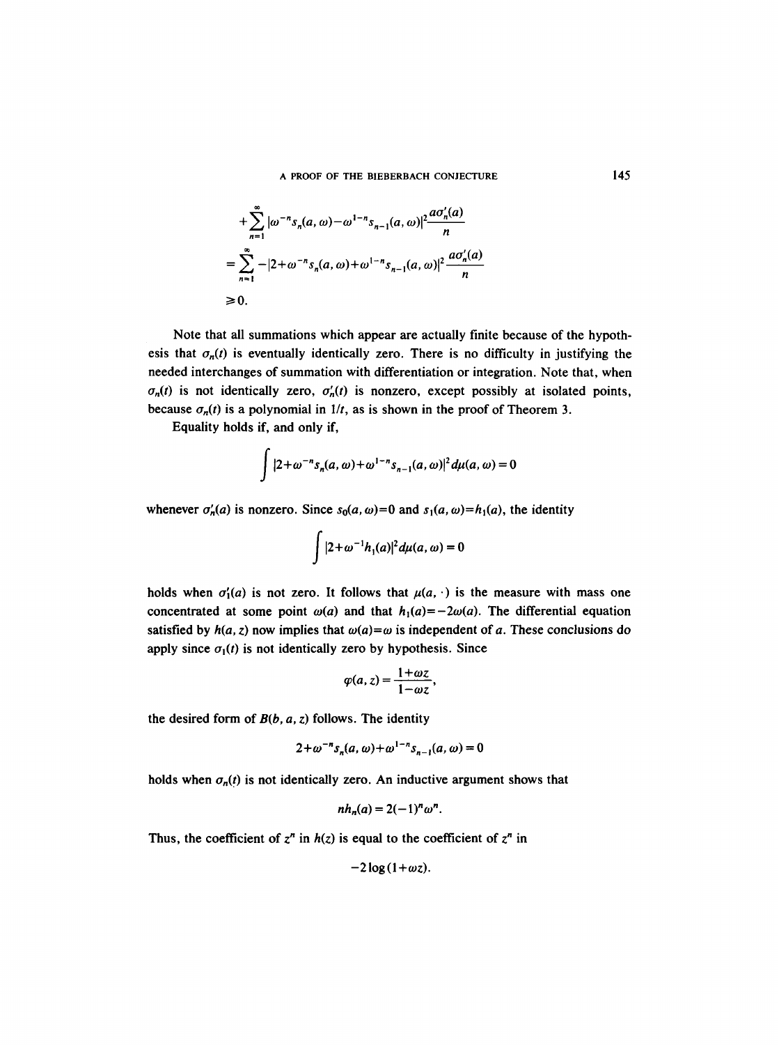$$
+\sum_{n=1}^{\infty} |\omega^{-n} s_n(a,\omega) - \omega^{1-n} s_{n-1}(a,\omega)|^2 \frac{a\sigma_n'(a)}{n}
$$

$$
= \sum_{n=1}^{\infty} -|2+\omega^{-n} s_n(a,\omega) + \omega^{1-n} s_{n-1}(a,\omega)|^2 \frac{a\sigma_n'(a)}{n}
$$

$$
\geqslant 0.
$$

Note that all summations which appear are actually finite because of the hypothesis that $\sigma_n(t)$ is eventually identically zero. There is no difficulty in justifying the needed interchanges of summation with differentiation or integration. Note that, when $\sigma_n(t)$ is not identically zero, $\sigma_n'(t)$ is nonzero, except possibly at isolated points, because $\sigma_n(t)$ is a polynomial in $1/t$, as is shown in the proof of Theorem 3.

Equality holds if, and only if,

$$
\int |2+\omega^{-n} s_n(a,\omega) + \omega^{1-n} s_{n-1}(a,\omega)|^2 \, d\mu(a,\omega) = 0
$$

whenever $\sigma_n'(a)$ is nonzero. Since $s_0(a,\omega)=0$ and $s_1(a,\omega)=h_1(a)$, the identity

$$
\int |2+\omega^{-1} h_1(a)|^2 \, d\mu(a,\omega) = 0
$$

holds when $\sigma_1'(a)$ is not zero. It follows that $\mu(a,\cdot)$ is the measure with mass one concentrated at some point $\omega(a)$ and that $h_1(a) = -2\omega(a)$. The differential equation satisfied by $h(a,z)$ now implies that $\omega(a)=\omega$ is independent of $a$. These conclusions do apply since $\sigma_1(t)$ is not identically zero by hypothesis. Since

$$
\varphi(a,z) = \frac{1+\omega z}{1-\omega z},
$$

the desired form of $B(b,a,z)$ follows. The identity

$$
2+\omega^{-n} s_n(a,\omega) + \omega^{1-n} s_{n-1}(a,\omega) = 0
$$

holds when $\sigma_n(t)$ is not identically zero. An inductive argument shows that

$$
n h_n(a) = 2(-1)^n \omega^n.
$$

Thus, the coefficient of $z^n$ in $h(z)$ is equal to the coefficient of $z^n$ in

$$
-2\log(1+\omega z).
$$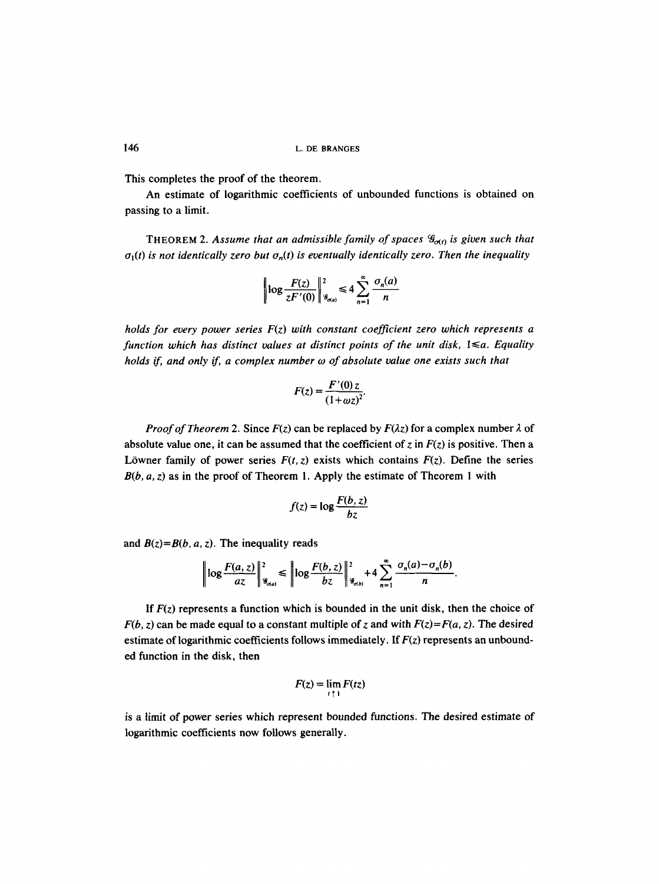This completes the proof of the theorem.

An estimate of logarithmic coefficients of unbounded functions is obtained on passing to a limit.

THEOREM 2. *Assume that an admissible family of spaces $\mathcal{G}_{\sigma(t)}$ is given such that $\sigma_1(t)$ is not identically zero but $\sigma_n(t)$ is eventually identically zero. Then the inequality*

$$\left\| \log \frac{F(z)}{zF'(0)} \right\|^2_{\mathcal{G}_{\sigma(a)}} \leqslant 4 \sum_{n=1}^{\infty} \frac{\sigma_n(a)}{n}$$

*holds for every power series $F(z)$ with constant coefficient zero which represents a function which has distinct values at distinct points of the unit disk, $1 \leqslant a$. Equality holds if, and only if, a complex number $\omega$ of absolute value one exists such that*

$$F(z) = \frac{F'(0)z}{(1+\omega z)^2}.$$

*Proof of Theorem* 2. Since $F(z)$ can be replaced by $F(\lambda z)$ for a complex number $\lambda$ of absolute value one, it can be assumed that the coefficient of $z$ in $F(z)$ is positive. Then a Löwner family of power series $F(t,z)$ exists which contains $F(z)$. Define the series $B(b,a,z)$ as in the proof of Theorem 1. Apply the estimate of Theorem 1 with

$$f(z) = \log \frac{F(b,z)}{bz}$$

and $B(z) = B(b,a,z)$. The inequality reads

$$\left\| \log \frac{F(a,z)}{az} \right\|^2_{\mathcal{G}_{\sigma(a)}} \leqslant \left\| \log \frac{F(b,z)}{bz} \right\|^2_{\mathcal{G}_{\sigma(b)}} + 4 \sum_{n=1}^{\infty} \frac{\sigma_n(a) - \sigma_n(b)}{n}.$$

If $F(z)$ represents a function which is bounded in the unit disk, then the choice of $F(b,z)$ can be made equal to a constant multiple of $z$ and with $F(z) = F(a,z)$. The desired estimate of logarithmic coefficients follows immediately. If $F(z)$ represents an unbounded function in the disk, then

$$F(z) = \lim_{t \uparrow 1} F(tz)$$

is a limit of power series which represent bounded functions. The desired estimate of logarithmic coefficients now follows generally.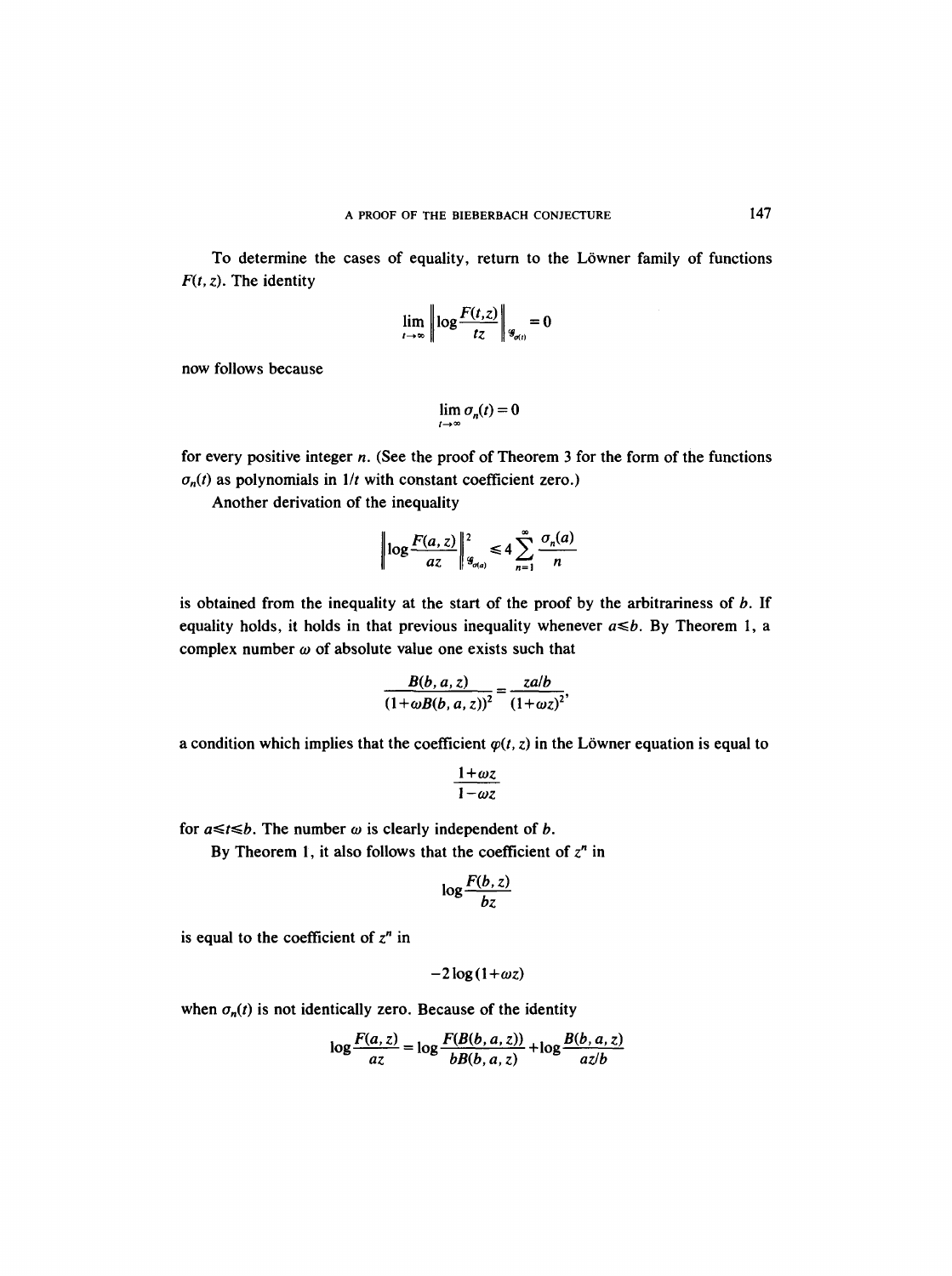To determine the cases of equality, return to the Löwner family of functions $F(t,z)$. The identity

$$\lim_{t\to\infty} \left\| \log \frac{F(t,z)}{tz} \right\|_{\mathscr{G}_{\sigma(t)}} = 0$$

now follows because

$$\lim_{t\to\infty} \sigma_n(t) = 0$$

for every positive integer $n$. (See the proof of Theorem 3 for the form of the functions $\sigma_n(t)$ as polynomials in $1/t$ with constant coefficient zero.)

Another derivation of the inequality

$$\left\| \log \frac{F(a,z)}{az} \right\|^2_{\mathscr{G}_{\sigma(a)}} \leqslant 4 \sum_{n=1}^{\infty} \frac{\sigma_n(a)}{n}$$

is obtained from the inequality at the start of the proof by the arbitrariness of $b$. If equality holds, it holds in that previous inequality whenever $a \leqslant b$. By Theorem 1, a complex number $\omega$ of absolute value one exists such that

$$\frac{B(b,a,z)}{(1+\omega B(b,a,z))^2} = \frac{za/b}{(1+\omega z)^2},$$

a condition which implies that the coefficient $\varphi(t,z)$ in the Löwner equation is equal to

$$\frac{1+\omega z}{1-\omega z}$$

for $a \leqslant t \leqslant b$. The number $\omega$ is clearly independent of $b$.

By Theorem 1, it also follows that the coefficient of $z^n$ in

$$\log \frac{F(b,z)}{bz}$$

is equal to the coefficient of $z^n$ in

$$-2\log(1+\omega z)$$

when $\sigma_n(t)$ is not identically zero. Because of the identity

$$\log \frac{F(a,z)}{az} = \log \frac{F(B(b,a,z))}{bB(b,a,z)} + \log \frac{B(b,a,z)}{az/b}$$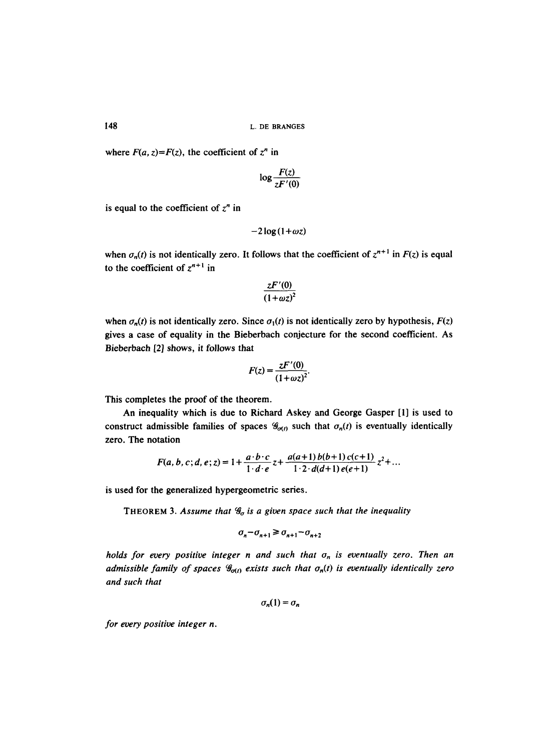where $F(a, z) = F(z)$, the coefficient of $z^n$ in

$$\log \frac{F(z)}{zF'(0)}$$

is equal to the coefficient of $z^n$ in

$$-2 \log (1 + \omega z)$$

when $\sigma_n(t)$ is not identically zero. It follows that the coefficient of $z^{n+1}$ in $F(z)$ is equal to the coefficient of $z^{n+1}$ in

$$\frac{zF'(0)}{(1+\omega z)^2}$$

when $\sigma_n(t)$ is not identically zero. Since $\sigma_1(t)$ is not identically zero by hypothesis, $F(z)$ gives a case of equality in the Bieberbach conjecture for the second coefficient. As Bieberbach [2] shows, it follows that

$$F(z) = \frac{zF'(0)}{(1+\omega z)^2}.$$

This completes the proof of the theorem.

An inequality which is due to Richard Askey and George Gasper [1] is used to construct admissible families of spaces $\mathscr{G}_{\sigma(t)}$ such that $\sigma_n(t)$ is eventually identically zero. The notation

$$F(a, b, c; d, e; z) = 1 + \frac{a \cdot b \cdot c}{1 \cdot d \cdot e} z + \frac{a(a+1)\, b(b+1)\, c(c+1)}{1 \cdot 2 \cdot d(d+1)\, e(e+1)} z^2 + \ldots$$

is used for the generalized hypergeometric series.

THEOREM 3. *Assume that $\mathscr{G}_\sigma$ is a given space such that the inequality*

$$\sigma_n - \sigma_{n+1} \geq \sigma_{n+1} - \sigma_{n+2}$$

*holds for every positive integer $n$ and such that $\sigma_n$ is eventually zero. Then an admissible family of spaces $\mathscr{G}_{\sigma(t)}$ exists such that $\sigma_n(t)$ is eventually identically zero and such that*

$$\sigma_n(1) = \sigma_n$$

*for every positive integer $n$.*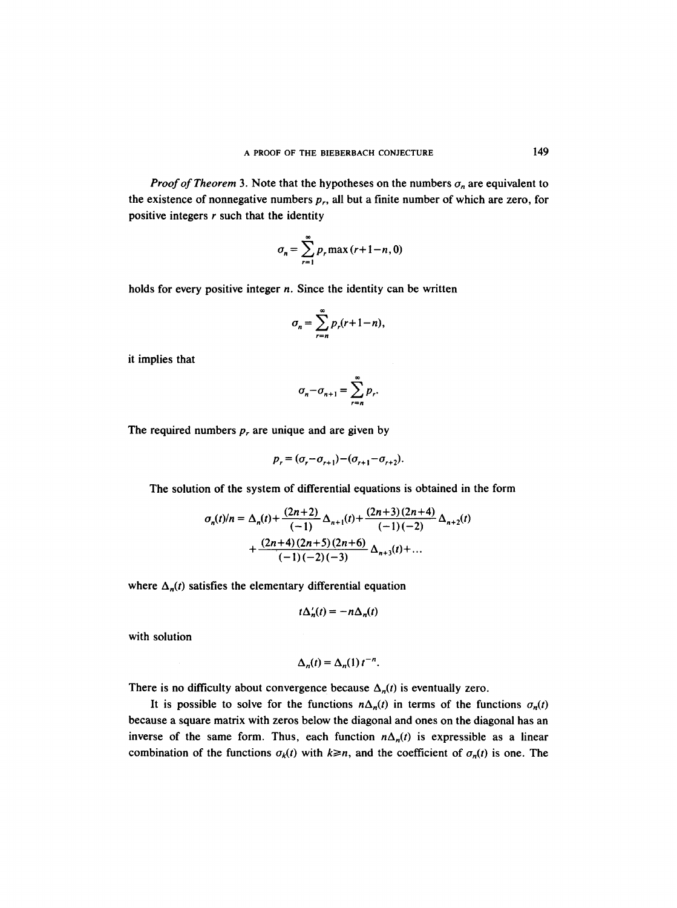*Proof of Theorem* 3. Note that the hypotheses on the numbers $\sigma_n$ are equivalent to the existence of nonnegative numbers $p_r$, all but a finite number of which are zero, for positive integers $r$ such that the identity

$$\sigma_n = \sum_{r=1}^{\infty} p_r \max(r+1-n, 0)$$

holds for every positive integer $n$. Since the identity can be written

$$\sigma_n = \sum_{r=n}^{\infty} p_r (r+1-n),$$

it implies that

$$\sigma_n - \sigma_{n+1} = \sum_{r=n}^{\infty} p_r.$$

The required numbers $p_r$ are unique and are given by

$$p_r = (\sigma_r - \sigma_{r+1}) - (\sigma_{r+1} - \sigma_{r+2}).$$

The solution of the system of differential equations is obtained in the form

$$\sigma_n(t)/n = \Delta_n(t) + \frac{(2n+2)}{(-1)} \Delta_{n+1}(t) + \frac{(2n+3)(2n+4)}{(-1)(-2)} \Delta_{n+2}(t)$$
$$+ \frac{(2n+4)(2n+5)(2n+6)}{(-1)(-2)(-3)} \Delta_{n+3}(t) + \ldots$$

where $\Delta_n(t)$ satisfies the elementary differential equation

$$t\Delta_n'(t) = -n\Delta_n(t)$$

with solution

$$\Delta_n(t) = \Delta_n(1)\, t^{-n}.$$

There is no difficulty about convergence because $\Delta_n(t)$ is eventually zero.

It is possible to solve for the functions $n\Delta_n(t)$ in terms of the functions $\sigma_n(t)$ because a square matrix with zeros below the diagonal and ones on the diagonal has an inverse of the same form. Thus, each function $n\Delta_n(t)$ is expressible as a linear combination of the functions $\sigma_k(t)$ with $k \geq n$, and the coefficient of $\sigma_n(t)$ is one. The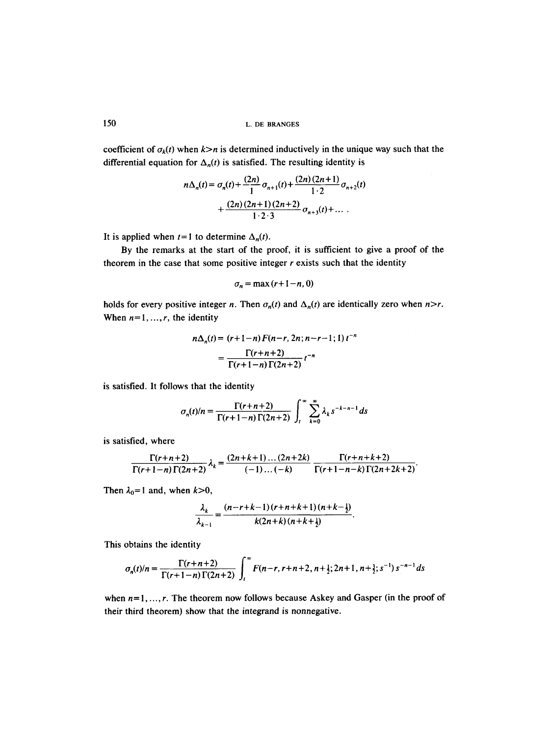coefficient of $\sigma_k(t)$ when $k>n$ is determined inductively in the unique way such that the differential equation for $\Delta_n(t)$ is satisfied. The resulting identity is

$$n\Delta_n(t) = \sigma_n(t) + \frac{(2n)}{1}\sigma_{n+1}(t) + \frac{(2n)(2n+1)}{1\cdot 2}\sigma_{n+2}(t)$$
$$+ \frac{(2n)(2n+1)(2n+2)}{1\cdot 2\cdot 3}\sigma_{n+3}(t) + \dots .$$

It is applied when $t=1$ to determine $\Delta_n(t)$.

By the remarks at the start of the proof, it is sufficient to give a proof of the theorem in the case that some positive integer $r$ exists such that the identity

$$\sigma_n = \max(r+1-n, 0)$$

holds for every positive integer $n$. Then $\sigma_n(t)$ and $\Delta_n(t)$ are identically zero when $n>r$. When $n=1, \dots, r$, the identity

$$n\Delta_n(t) = (r+1-n)F(n-r, 2n; n-r-1; 1)\, t^{-n}$$
$$= \frac{\Gamma(r+n+2)}{\Gamma(r+1-n)\,\Gamma(2n+2)} t^{-n}$$

is satisfied. It follows that the identity

$$\sigma_n(t)/n = \frac{\Gamma(r+n+2)}{\Gamma(r+1-n)\,\Gamma(2n+2)} \int_t^\infty \sum_{k=0}^\infty \lambda_k s^{-k-n-1}\, ds$$

is satisfied, where

$$\frac{\Gamma(r+n+2)}{\Gamma(r+1-n)\,\Gamma(2n+2)}\lambda_k = \frac{(2n+k+1)\dots(2n+2k)}{(-1)\dots(-k)}\, \frac{\Gamma(r+n+k+2)}{\Gamma(r+1-n-k)\,\Gamma(2n+2k+2)}.$$

Then $\lambda_0 = 1$ and, when $k>0$,

$$\frac{\lambda_k}{\lambda_{k-1}} = \frac{(n-r+k-1)(r+n+k+1)(n+k-\frac{1}{2})}{k(2n+k)(n+k+\frac{1}{2})}.$$

This obtains the identity

$$\sigma_n(t)/n = \frac{\Gamma(r+n+2)}{\Gamma(r+1-n)\,\Gamma(2n+2)} \int_t^\infty F(n-r, r+n+2, n+\tfrac{1}{2}; 2n+1, n+\tfrac{3}{2}; s^{-1})\, s^{-n-1}\, ds$$

when $n=1, \dots, r$. The theorem now follows because Askey and Gasper (in the proof of their third theorem) show that the integrand is nonnegative.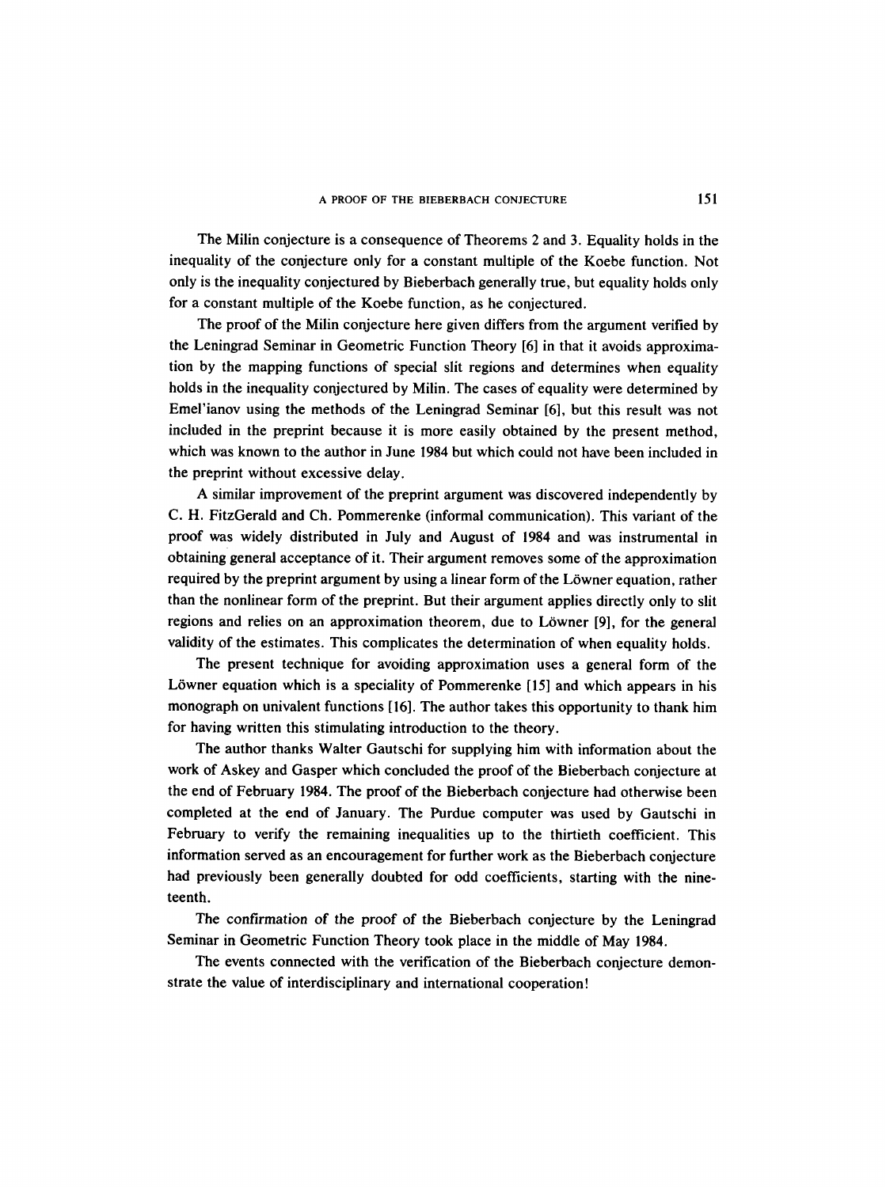The Milin conjecture is a consequence of Theorems 2 and 3. Equality holds in the inequality of the conjecture only for a constant multiple of the Koebe function. Not only is the inequality conjectured by Bieberbach generally true, but equality holds only for a constant multiple of the Koebe function, as he conjectured.

The proof of the Milin conjecture here given differs from the argument verified by the Leningrad Seminar in Geometric Function Theory [6] in that it avoids approximation by the mapping functions of special slit regions and determines when equality holds in the inequality conjectured by Milin. The cases of equality were determined by Emel'ianov using the methods of the Leningrad Seminar [6], but this result was not included in the preprint because it is more easily obtained by the present method, which was known to the author in June 1984 but which could not have been included in the preprint without excessive delay.

A similar improvement of the preprint argument was discovered independently by C. H. FitzGerald and Ch. Pommerenke (informal communication). This variant of the proof was widely distributed in July and August of 1984 and was instrumental in obtaining general acceptance of it. Their argument removes some of the approximation required by the preprint argument by using a linear form of the Löwner equation, rather than the nonlinear form of the preprint. But their argument applies directly only to slit regions and relies on an approximation theorem, due to Löwner [9], for the general validity of the estimates. This complicates the determination of when equality holds.

The present technique for avoiding approximation uses a general form of the Löwner equation which is a speciality of Pommerenke [15] and which appears in his monograph on univalent functions [16]. The author takes this opportunity to thank him for having written this stimulating introduction to the theory.

The author thanks Walter Gautschi for supplying him with information about the work of Askey and Gasper which concluded the proof of the Bieberbach conjecture at the end of February 1984. The proof of the Bieberbach conjecture had otherwise been completed at the end of January. The Purdue computer was used by Gautschi in February to verify the remaining inequalities up to the thirtieth coefficient. This information served as an encouragement for further work as the Bieberbach conjecture had previously been generally doubted for odd coefficients, starting with the nineteenth.

The confirmation of the proof of the Bieberbach conjecture by the Leningrad Seminar in Geometric Function Theory took place in the middle of May 1984.

The events connected with the verification of the Bieberbach conjecture demonstrate the value of interdisciplinary and international cooperation!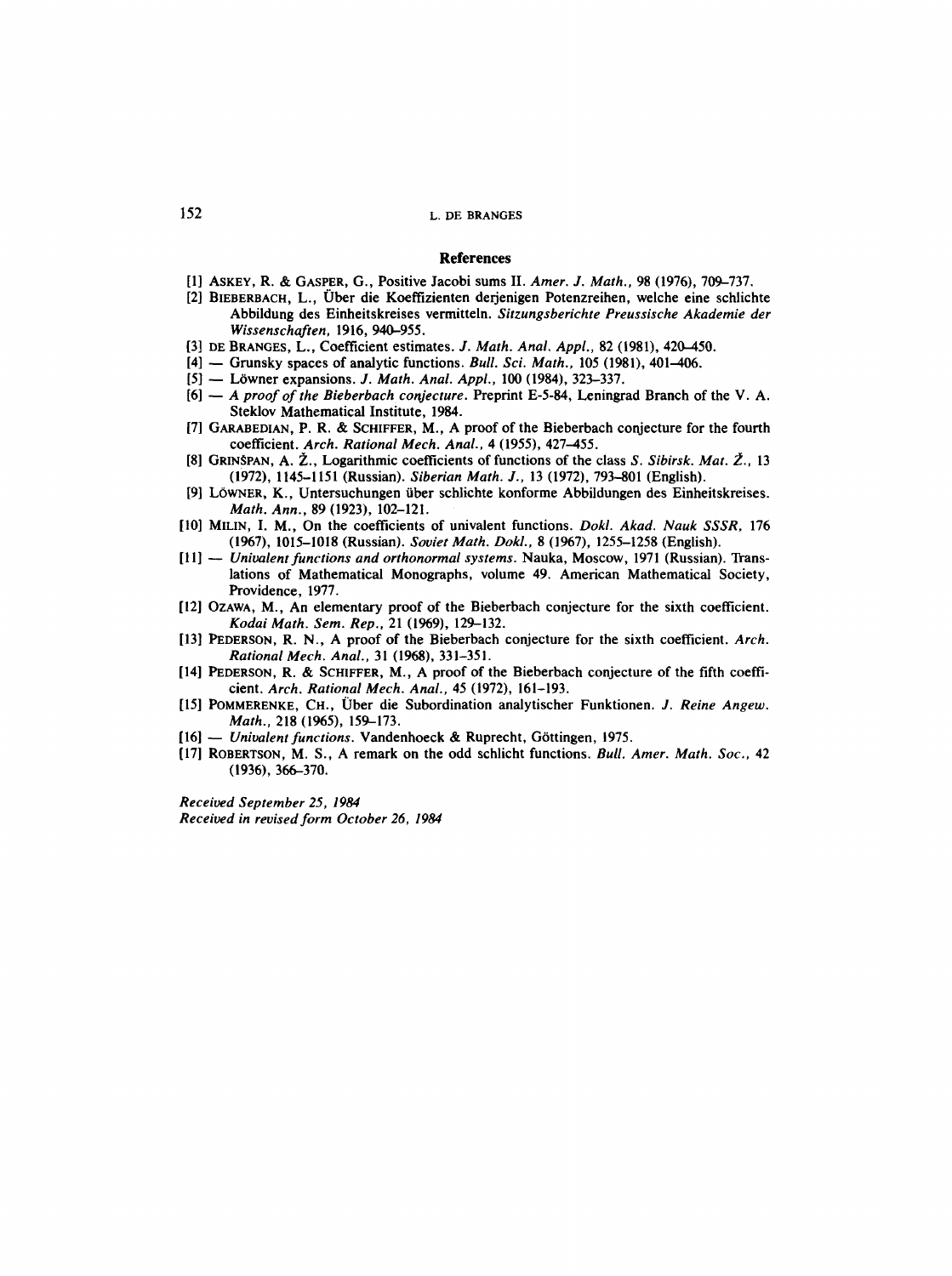## References

[1] Askey, R. & Gasper, G., Positive Jacobi sums II. *Amer. J. Math.*, 98 (1976), 709–737.

[2] Bieberbach, L., Über die Koeffizienten derjenigen Potenzreihen, welche eine schlichte Abbildung des Einheitskreises vermitteln. *Sitzungsberichte Preussische Akademie der Wissenschaften*, 1916, 940–955.

[3] de Branges, L., Coefficient estimates. *J. Math. Anal. Appl.*, 82 (1981), 420–450.

[4] — Grunsky spaces of analytic functions. *Bull. Sci. Math.*, 105 (1981), 401–406.

[5] — Löwner expansions. *J. Math. Anal. Appl.*, 100 (1984), 323–337.

[6] — *A proof of the Bieberbach conjecture*. Preprint E-5-84, Leningrad Branch of the V. A. Steklov Mathematical Institute, 1984.

[7] Garabedian, P. R. & Schiffer, M., A proof of the Bieberbach conjecture for the fourth coefficient. *Arch. Rational Mech. Anal.*, 4 (1955), 427–455.

[8] Grinšpan, A. Ž., Logarithmic coefficients of functions of the class *S*. *Sibirsk. Mat. Ž.*, 13 (1972), 1145–1151 (Russian). *Siberian Math. J.*, 13 (1972), 793–801 (English).

[9] Löwner, K., Untersuchungen über schlichte konforme Abbildungen des Einheitskreises. *Math. Ann.*, 89 (1923), 102–121.

[10] Milin, I. M., On the coefficients of univalent functions. *Dokl. Akad. Nauk SSSR*, 176 (1967), 1015–1018 (Russian). *Soviet Math. Dokl.*, 8 (1967), 1255–1258 (English).

[11] — *Univalent functions and orthonormal systems*. Nauka, Moscow, 1971 (Russian). Translations of Mathematical Monographs, volume 49. American Mathematical Society, Providence, 1977.

[12] Ozawa, M., An elementary proof of the Bieberbach conjecture for the sixth coefficient. *Kodai Math. Sem. Rep.*, 21 (1969), 129–132.

[13] Pederson, R. N., A proof of the Bieberbach conjecture for the sixth coefficient. *Arch. Rational Mech. Anal.*, 31 (1968), 331–351.

[14] Pederson, R. & Schiffer, M., A proof of the Bieberbach conjecture of the fifth coefficient. *Arch. Rational Mech. Anal.*, 45 (1972), 161–193.

[15] Pommerenke, Ch., Über die Subordination analytischer Funktionen. *J. Reine Angew. Math.*, 218 (1965), 159–173.

[16] — *Univalent functions*. Vandenhoeck & Ruprecht, Göttingen, 1975.

[17] Robertson, M. S., A remark on the odd schlicht functions. *Bull. Amer. Math. Soc.*, 42 (1936), 366–370.

*Received September 25, 1984*
*Received in revised form October 26, 1984*